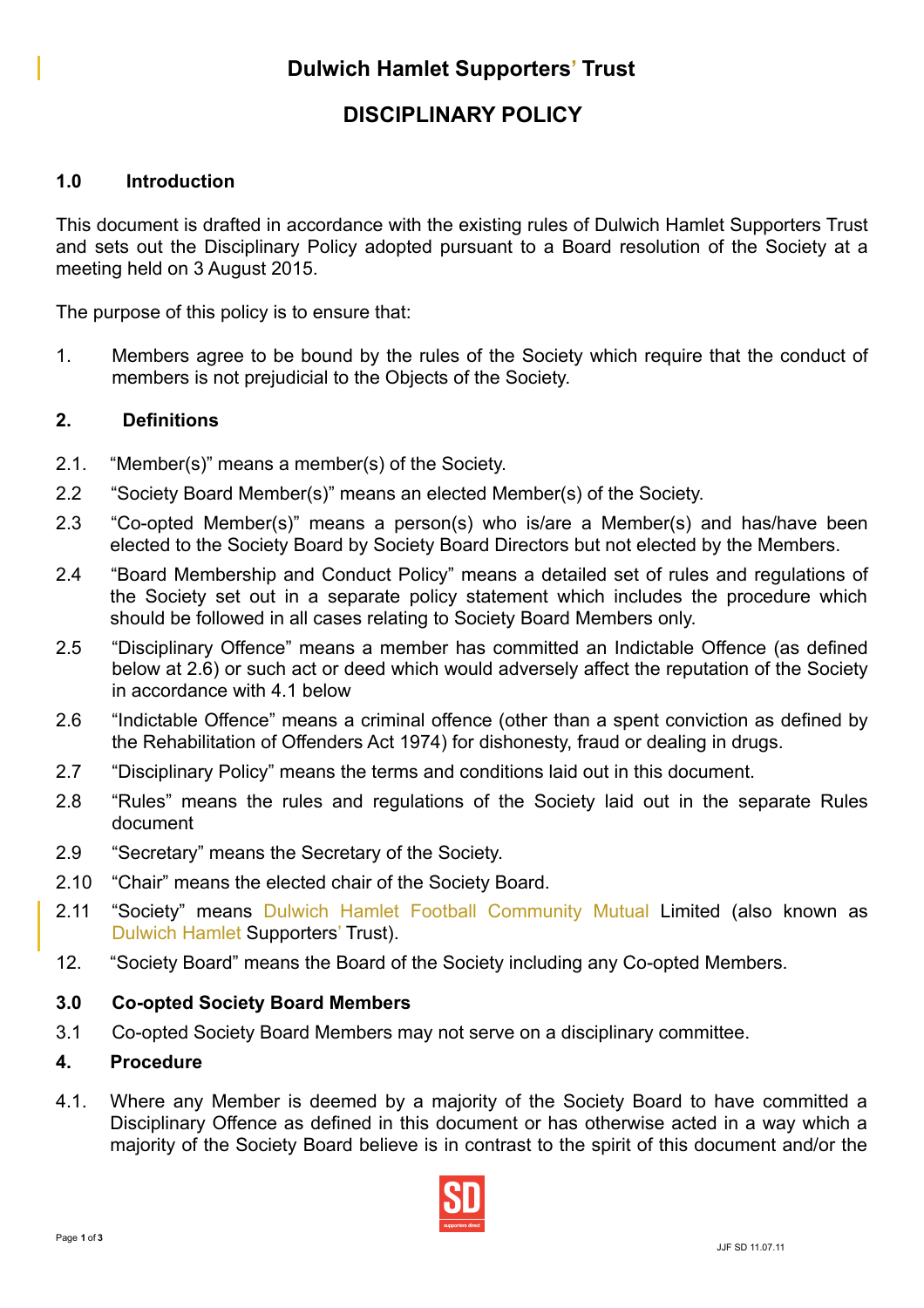# Dulwich Hamlet Supporters' Trust

## DISCIPLINARY POLICY

### 1.0 Introduction

This document is drafted in accordance with the existing rules of Dulwich Hamlet Supporters Trust and sets out the Disciplinary Policy adopted pursuant to a Board resolution of the Society at a meeting held on 3 August 2015.

The purpose of this policy is to ensure that:

1. Members agree to be bound by the rules of the Society which require that the conduct of members is not prejudicial to the Objects of the Society.

### 2. Definitions

2.1. "Member(s)" means a member(s) of the Society.

2.2 "Society Board Member(s)" means an elected Member(s) of the Society.

2.3 "Co-opted Member(s)" means a person(s) who is/are a Member(s) and has/have been elected to the Society Board by Society Board Directors but not elected by the Members.

2.4 "Board Membership and Conduct Policy" means a detailed set of rules and regulations of the Society set out in a separate policy statement which includes the procedure which should be followed in all cases relating to Society Board Members only.

2.5 "Disciplinary Offence" means a member has committed an Indictable Offence (as defined below at 2.6) or such act or deed which would adversely affect the reputation of the Society in accordance with 4.1 below

2.6 "Indictable Offence" means a criminal offence (other than a spent conviction as defined by the Rehabilitation of Offenders Act 1974) for dishonesty, fraud or dealing in drugs.

2.7 "Disciplinary Policy" means the terms and conditions laid out in this document.

2.8 "Rules" means the rules and regulations of the Society laid out in the separate Rules document

2.9 "Secretary" means the Secretary of the Society.

2.10 "Chair" means the elected chair of the Society Board.

2.11 "Society" means Dulwich Hamlet Football Community Mutual Limited (also known as Dulwich Hamlet Supporters' Trust).

12. "Society Board" means the Board of the Society including any Co-opted Members.

### 3.0 Co-opted Society Board Members

3.1 Co-opted Society Board Members may not serve on a disciplinary committee.

### 4. Procedure

4.1. Where any Member is deemed by a majority of the Society Board to have committed a Disciplinary Offence as defined in this document or has otherwise acted in a way which a majority of the Society Board believe is in contrast to the spirit of this document and/or the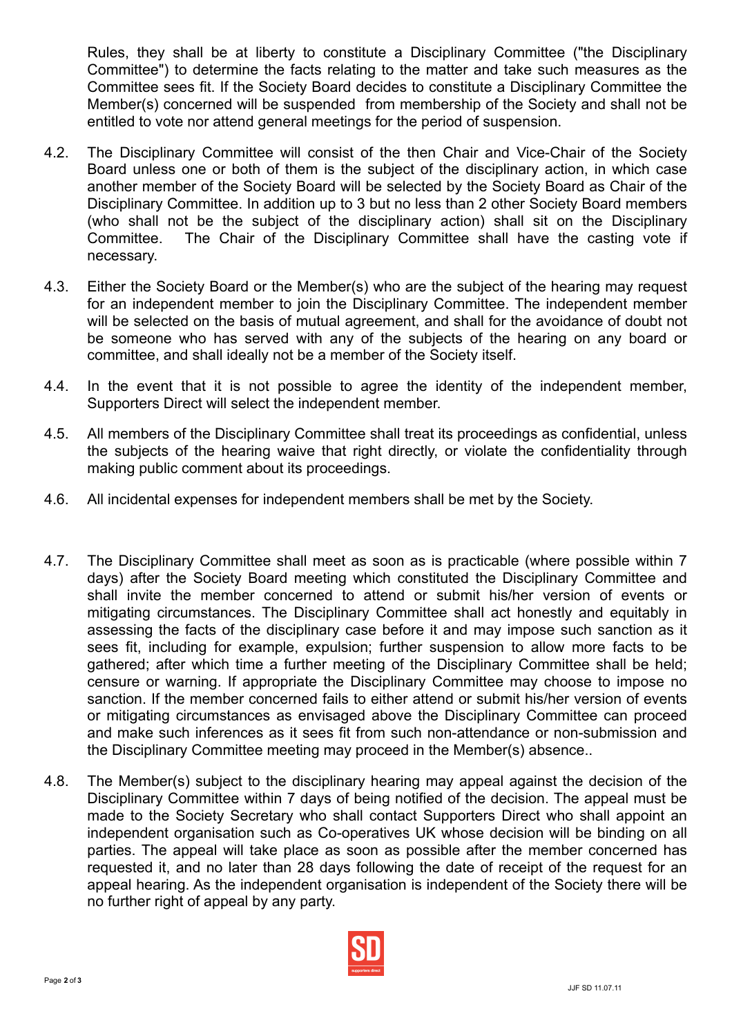Rules, they shall be at liberty to constitute a Disciplinary Committee ("the Disciplinary Committee") to determine the facts relating to the matter and take such measures as the Committee sees fit. If the Society Board decides to constitute a Disciplinary Committee the Member(s) concerned will be suspended from membership of the Society and shall not be entitled to vote nor attend general meetings for the period of suspension.

4.2. The Disciplinary Committee will consist of the then Chair and Vice-Chair of the Society Board unless one or both of them is the subject of the disciplinary action, in which case another member of the Society Board will be selected by the Society Board as Chair of the Disciplinary Committee. In addition up to 3 but no less than 2 other Society Board members (who shall not be the subject of the disciplinary action) shall sit on the Disciplinary Committee. The Chair of the Disciplinary Committee shall have the casting vote if necessary.

4.3. Either the Society Board or the Member(s) who are the subject of the hearing may request for an independent member to join the Disciplinary Committee. The independent member will be selected on the basis of mutual agreement, and shall for the avoidance of doubt not be someone who has served with any of the subjects of the hearing on any board or committee, and shall ideally not be a member of the Society itself.

4.4. In the event that it is not possible to agree the identity of the independent member, Supporters Direct will select the independent member.

4.5. All members of the Disciplinary Committee shall treat its proceedings as confidential, unless the subjects of the hearing waive that right directly, or violate the confidentiality through making public comment about its proceedings.

4.6. All incidental expenses for independent members shall be met by the Society.

4.7. The Disciplinary Committee shall meet as soon as is practicable (where possible within 7 days) after the Society Board meeting which constituted the Disciplinary Committee and shall invite the member concerned to attend or submit his/her version of events or mitigating circumstances. The Disciplinary Committee shall act honestly and equitably in assessing the facts of the disciplinary case before it and may impose such sanction as it sees fit, including for example, expulsion; further suspension to allow more facts to be gathered; after which time a further meeting of the Disciplinary Committee shall be held; censure or warning. If appropriate the Disciplinary Committee may choose to impose no sanction. If the member concerned fails to either attend or submit his/her version of events or mitigating circumstances as envisaged above the Disciplinary Committee can proceed and make such inferences as it sees fit from such non-attendance or non-submission and the Disciplinary Committee meeting may proceed in the Member(s) absence..

4.8. The Member(s) subject to the disciplinary hearing may appeal against the decision of the Disciplinary Committee within 7 days of being notified of the decision. The appeal must be made to the Society Secretary who shall contact Supporters Direct who shall appoint an independent organisation such as Co-operatives UK whose decision will be binding on all parties. The appeal will take place as soon as possible after the member concerned has requested it, and no later than 28 days following the date of receipt of the request for an appeal hearing. As the independent organisation is independent of the Society there will be no further right of appeal by any party.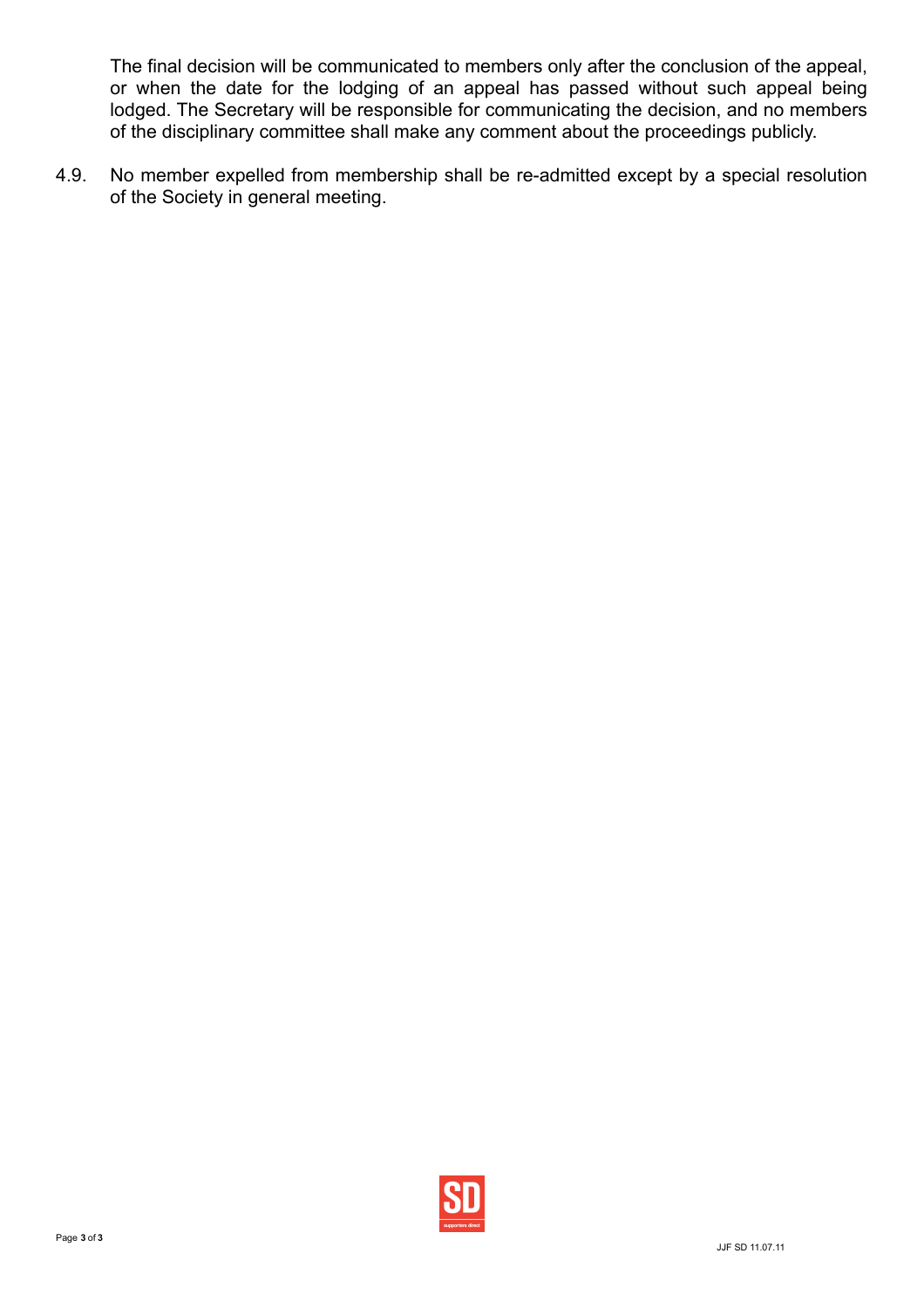The final decision will be communicated to members only after the conclusion of the appeal, or when the date for the lodging of an appeal has passed without such appeal being lodged. The Secretary will be responsible for communicating the decision, and no members of the disciplinary committee shall make any comment about the proceedings publicly.

4.9. No member expelled from membership shall be re-admitted except by a special resolution of the Society in general meeting.